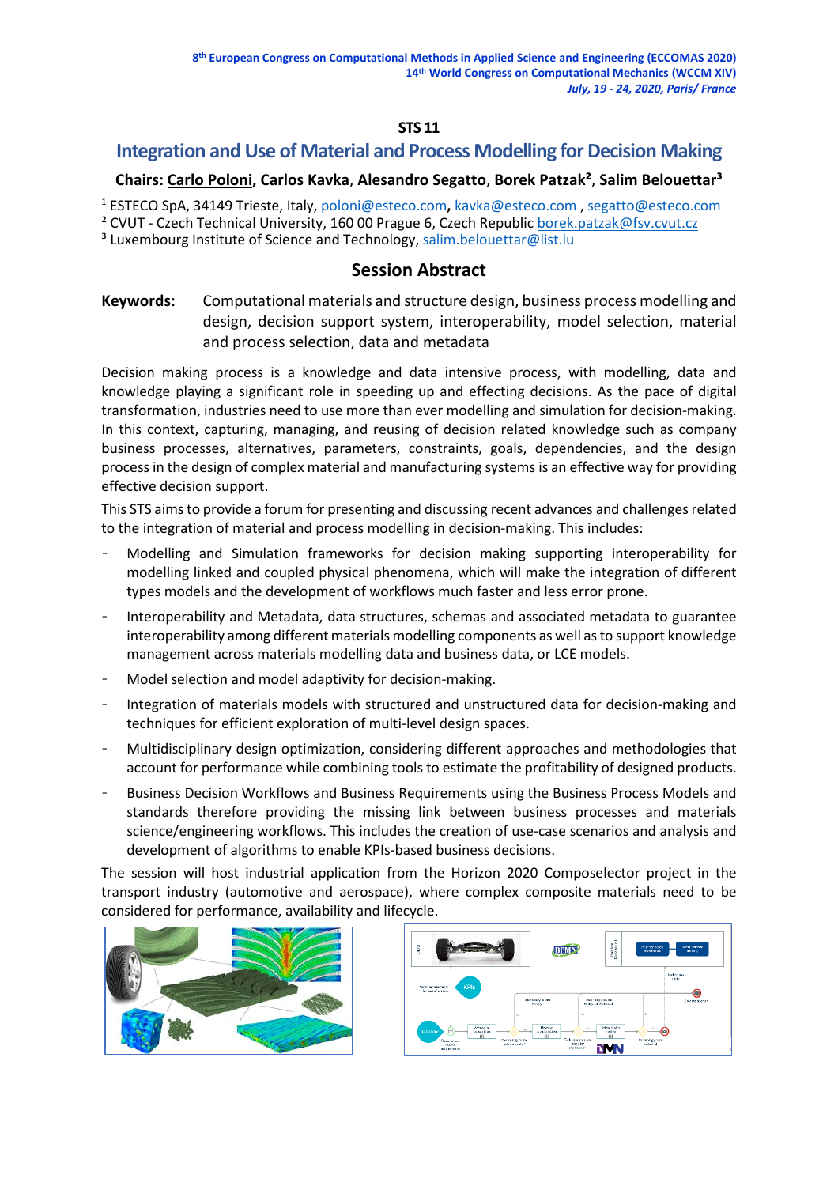8[th] European Congress on Computational Methods in Applied Science and Engineering (ECCOMAS 2020)
14[th] World Congress on Computational Mechanics (WCCM XIV)
*July, 19 - 24, 2020, Paris/ France*

**STS 11**

# Integration and Use of Material and Process Modelling for Decision Making

**Chairs: Carlo Poloni, Carlos Kavka, Alesandro Segatto, Borek Patzak[2], Salim Belouettar[3]**

[1] ESTECO SpA, 34149 Trieste, Italy, poloni@esteco.com, kavka@esteco.com , segatto@esteco.com
[2] CVUT - Czech Technical University, 160 00 Prague 6, Czech Republic borek.patzak@fsv.cvut.cz
[3] Luxembourg Institute of Science and Technology, salim.belouettar@list.lu

## Session Abstract

**Keywords:** Computational materials and structure design, business process modelling and design, decision support system, interoperability, model selection, material and process selection, data and metadata

Decision making process is a knowledge and data intensive process, with modelling, data and knowledge playing a significant role in speeding up and effecting decisions. As the pace of digital transformation, industries need to use more than ever modelling and simulation for decision-making. In this context, capturing, managing, and reusing of decision related knowledge such as company business processes, alternatives, parameters, constraints, goals, dependencies, and the design process in the design of complex material and manufacturing systems is an effective way for providing effective decision support.

This STS aims to provide a forum for presenting and discussing recent advances and challenges related to the integration of material and process modelling in decision-making. This includes:

- Modelling and Simulation frameworks for decision making supporting interoperability for modelling linked and coupled physical phenomena, which will make the integration of different types models and the development of workflows much faster and less error prone.
- Interoperability and Metadata, data structures, schemas and associated metadata to guarantee interoperability among different materials modelling components as well as to support knowledge management across materials modelling data and business data, or LCE models.
- Model selection and model adaptivity for decision-making.
- Integration of materials models with structured and unstructured data for decision-making and techniques for efficient exploration of multi-level design spaces.
- Multidisciplinary design optimization, considering different approaches and methodologies that account for performance while combining tools to estimate the profitability of designed products.
- Business Decision Workflows and Business Requirements using the Business Process Models and standards therefore providing the missing link between business processes and materials science/engineering workflows. This includes the creation of use-case scenarios and analysis and development of algorithms to enable KPIs-based business decisions.

The session will host industrial application from the Horizon 2020 Composelector project in the transport industry (automotive and aerospace), where complex composite materials need to be considered for performance, availability and lifecycle.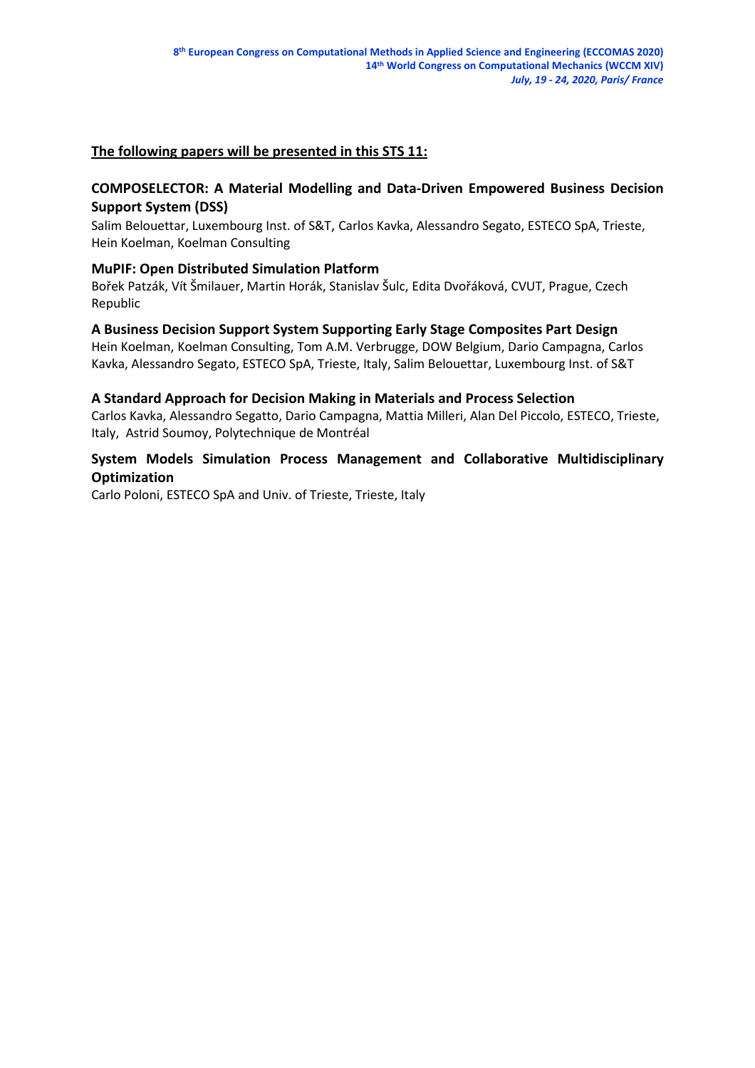**The following papers will be presented in this STS 11:**

**COMPOSELECTOR: A Material Modelling and Data-Driven Empowered Business Decision Support System (DSS)**

Salim Belouettar, Luxembourg Inst. of S&T, Carlos Kavka, Alessandro Segato, ESTECO SpA, Trieste, Hein Koelman, Koelman Consulting

**MuPIF: Open Distributed Simulation Platform**

Bořek Patzák, Vít Šmilauer, Martin Horák, Stanislav Šulc, Edita Dvořáková, CVUT, Prague, Czech Republic

**A Business Decision Support System Supporting Early Stage Composites Part Design**

Hein Koelman, Koelman Consulting, Tom A.M. Verbrugge, DOW Belgium, Dario Campagna, Carlos Kavka, Alessandro Segato, ESTECO SpA, Trieste, Italy, Salim Belouettar, Luxembourg Inst. of S&T

**A Standard Approach for Decision Making in Materials and Process Selection**

Carlos Kavka, Alessandro Segatto, Dario Campagna, Mattia Milleri, Alan Del Piccolo, ESTECO, Trieste, Italy, Astrid Soumoy, Polytechnique de Montréal

**System Models Simulation Process Management and Collaborative Multidisciplinary Optimization**

Carlo Poloni, ESTECO SpA and Univ. of Trieste, Trieste, Italy